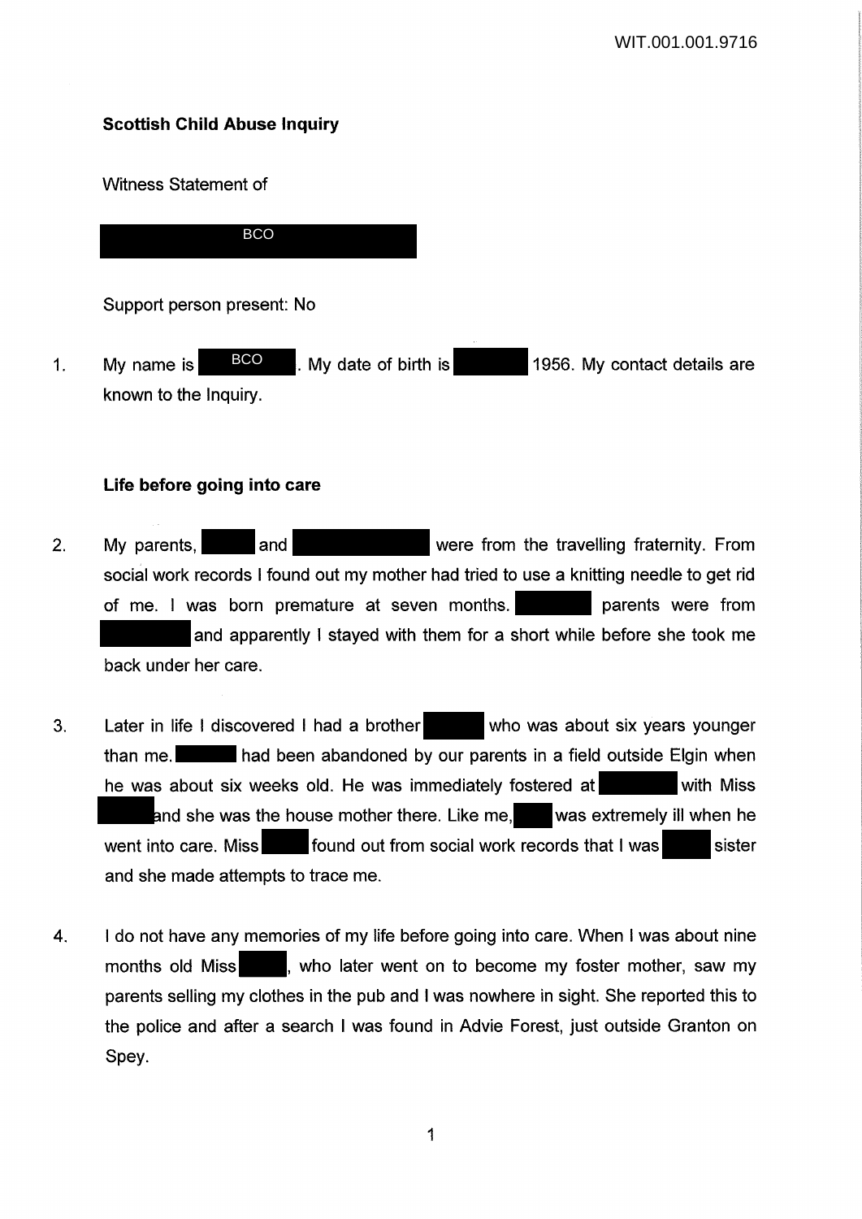**Scottish Child Abuse Inquiry**

Witness Statement of

BCO

Support person present: No

1. My name is BCO. My date of birth is 1956. My contact details are known to the Inquiry.

**Life before going into care**

2. My parents, and were from the travelling fraternity. From social work records I found out my mother had tried to use a knitting needle to get rid of me. I was born premature at seven months. parents were from and apparently I stayed with them for a short while before she took me back under her care.

3. Later in life I discovered I had a brother who was about six years younger than me. had been abandoned by our parents in a field outside Elgin when he was about six weeks old. He was immediately fostered at with Miss and she was the house mother there. Like me, was extremely ill when he went into care. Miss found out from social work records that I was sister and she made attempts to trace me.

4. I do not have any memories of my life before going into care. When I was about nine months old Miss , who later went on to become my foster mother, saw my parents selling my clothes in the pub and I was nowhere in sight. She reported this to the police and after a search I was found in Advie Forest, just outside Granton on Spey.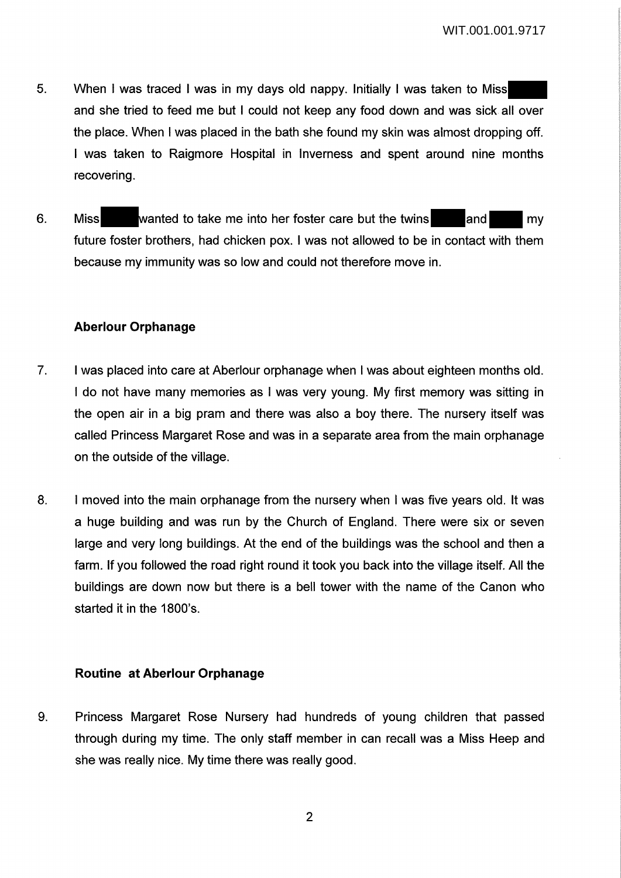5. When I was traced I was in my days old nappy. Initially I was taken to Miss and she tried to feed me but I could not keep any food down and was sick all over the place. When I was placed in the bath she found my skin was almost dropping off. I was taken to Raigmore Hospital in Inverness and spent around nine months recovering.

6. Miss wanted to take me into her foster care but the twins and my future foster brothers, had chicken pox. I was not allowed to be in contact with them because my immunity was so low and could not therefore move in.

### Aberlour Orphanage

7. I was placed into care at Aberlour orphanage when I was about eighteen months old. I do not have many memories as I was very young. My first memory was sitting in the open air in a big pram and there was also a boy there. The nursery itself was called Princess Margaret Rose and was in a separate area from the main orphanage on the outside of the village.

8. I moved into the main orphanage from the nursery when I was five years old. It was a huge building and was run by the Church of England. There were six or seven large and very long buildings. At the end of the buildings was the school and then a farm. If you followed the road right round it took you back into the village itself. All the buildings are down now but there is a bell tower with the name of the Canon who started it in the 1800's.

### Routine at Aberlour Orphanage

9. Princess Margaret Rose Nursery had hundreds of young children that passed through during my time. The only staff member in can recall was a Miss Heep and she was really nice. My time there was really good.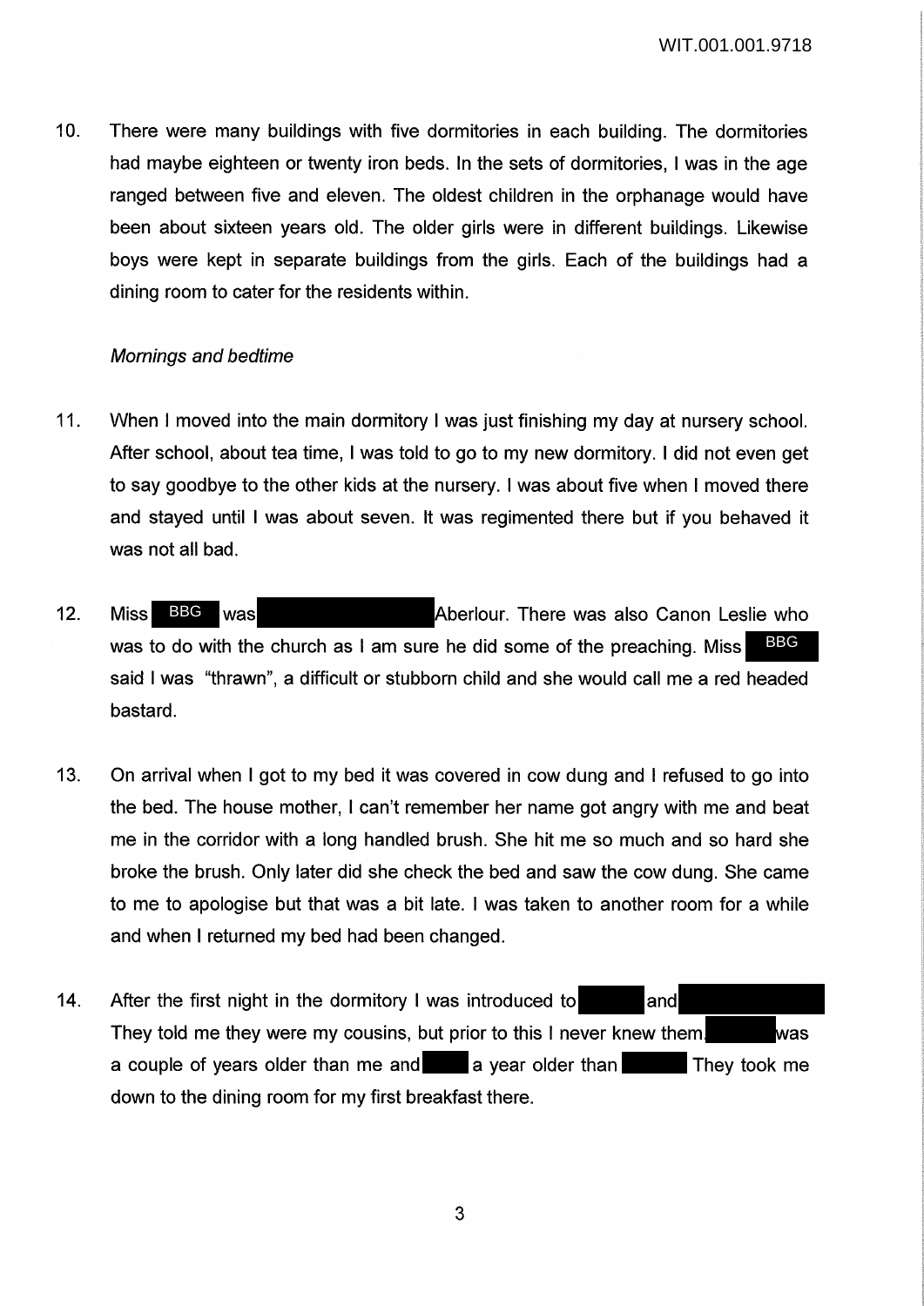10. There were many buildings with five dormitories in each building. The dormitories had maybe eighteen or twenty iron beds. In the sets of dormitories, I was in the age ranged between five and eleven. The oldest children in the orphanage would have been about sixteen years old. The older girls were in different buildings. Likewise boys were kept in separate buildings from the girls. Each of the buildings had a dining room to cater for the residents within.

*Mornings and bedtime*

11. When I moved into the main dormitory I was just finishing my day at nursery school. After school, about tea time, I was told to go to my new dormitory. I did not even get to say goodbye to the other kids at the nursery. I was about five when I moved there and stayed until I was about seven. It was regimented there but if you behaved it was not all bad.

12. Miss BBG was Aberlour. There was also Canon Leslie who was to do with the church as I am sure he did some of the preaching. Miss BBG said I was "thrawn", a difficult or stubborn child and she would call me a red headed bastard.

13. On arrival when I got to my bed it was covered in cow dung and I refused to go into the bed. The house mother, I can't remember her name got angry with me and beat me in the corridor with a long handled brush. She hit me so much and so hard she broke the brush. Only later did she check the bed and saw the cow dung. She came to me to apologise but that was a bit late. I was taken to another room for a while and when I returned my bed had been changed.

14. After the first night in the dormitory I was introduced to and They told me they were my cousins, but prior to this I never knew them. was a couple of years older than me and a year older than They took me down to the dining room for my first breakfast there.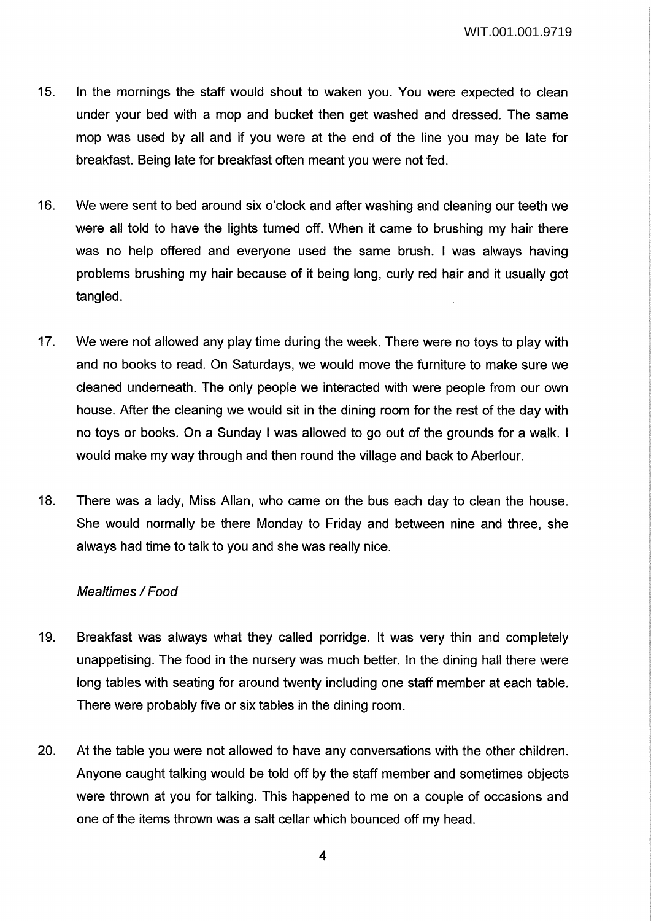15. In the mornings the staff would shout to waken you. You were expected to clean under your bed with a mop and bucket then get washed and dressed. The same mop was used by all and if you were at the end of the line you may be late for breakfast. Being late for breakfast often meant you were not fed.

16. We were sent to bed around six o'clock and after washing and cleaning our teeth we were all told to have the lights turned off. When it came to brushing my hair there was no help offered and everyone used the same brush. I was always having problems brushing my hair because of it being long, curly red hair and it usually got tangled.

17. We were not allowed any play time during the week. There were no toys to play with and no books to read. On Saturdays, we would move the furniture to make sure we cleaned underneath. The only people we interacted with were people from our own house. After the cleaning we would sit in the dining room for the rest of the day with no toys or books. On a Sunday I was allowed to go out of the grounds for a walk. I would make my way through and then round the village and back to Aberlour.

18. There was a lady, Miss Allan, who came on the bus each day to clean the house. She would normally be there Monday to Friday and between nine and three, she always had time to talk to you and she was really nice.

*Mealtimes / Food*

19. Breakfast was always what they called porridge. It was very thin and completely unappetising. The food in the nursery was much better. In the dining hall there were long tables with seating for around twenty including one staff member at each table. There were probably five or six tables in the dining room.

20. At the table you were not allowed to have any conversations with the other children. Anyone caught talking would be told off by the staff member and sometimes objects were thrown at you for talking. This happened to me on a couple of occasions and one of the items thrown was a salt cellar which bounced off my head.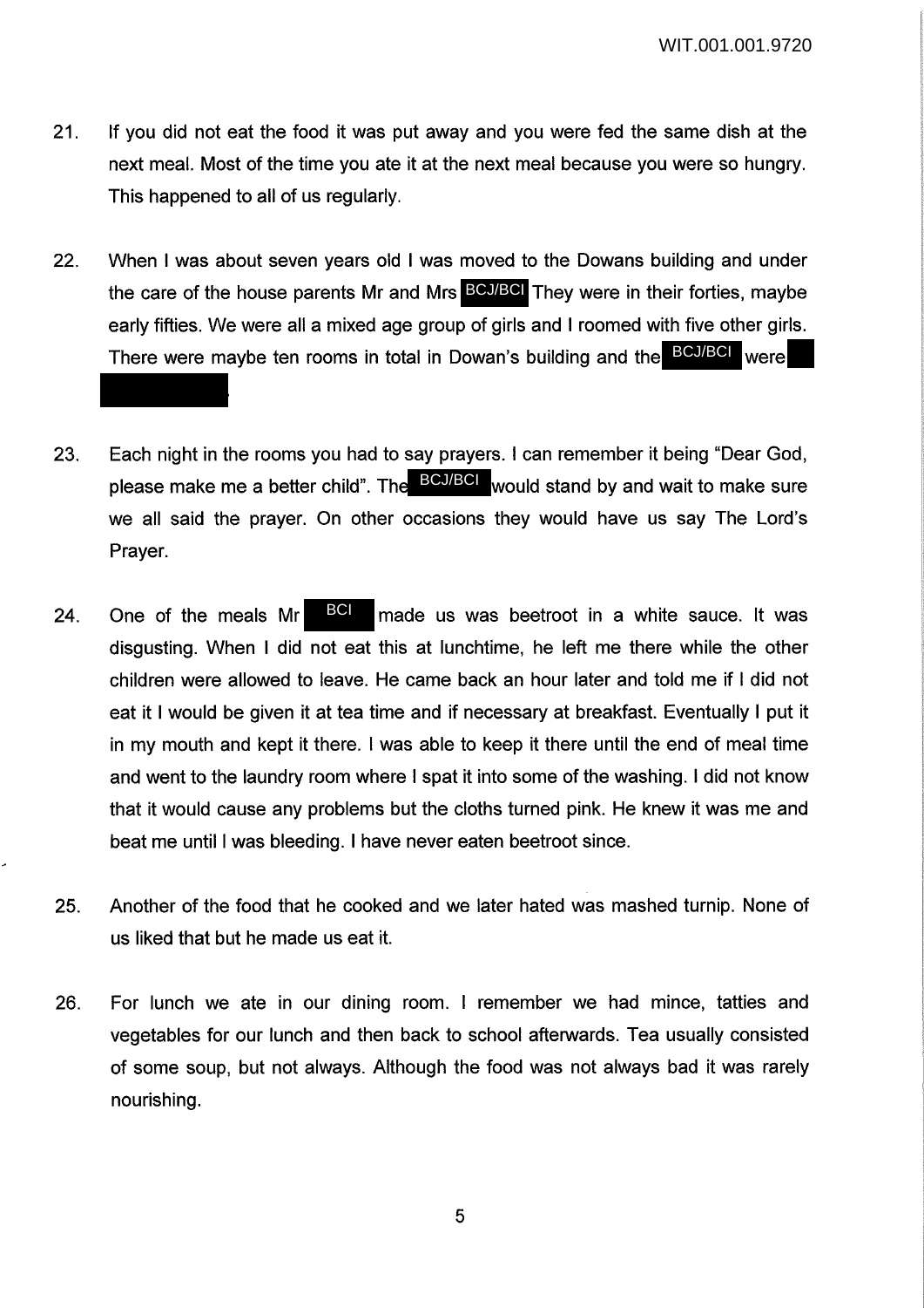21. If you did not eat the food it was put away and you were fed the same dish at the next meal. Most of the time you ate it at the next meal because you were so hungry. This happened to all of us regularly.

22. When I was about seven years old I was moved to the Dowans building and under the care of the house parents Mr and Mrs BCJ/BCI They were in their forties, maybe early fifties. We were all a mixed age group of girls and I roomed with five other girls. There were maybe ten rooms in total in Dowan's building and the BCJ/BCI were

23. Each night in the rooms you had to say prayers. I can remember it being "Dear God, please make me a better child". The BCJ/BCI would stand by and wait to make sure we all said the prayer. On other occasions they would have us say The Lord's Prayer.

24. One of the meals Mr BCI made us was beetroot in a white sauce. It was disgusting. When I did not eat this at lunchtime, he left me there while the other children were allowed to leave. He came back an hour later and told me if I did not eat it I would be given it at tea time and if necessary at breakfast. Eventually I put it in my mouth and kept it there. I was able to keep it there until the end of meal time and went to the laundry room where I spat it into some of the washing. I did not know that it would cause any problems but the cloths turned pink. He knew it was me and beat me until I was bleeding. I have never eaten beetroot since.

25. Another of the food that he cooked and we later hated was mashed turnip. None of us liked that but he made us eat it.

26. For lunch we ate in our dining room. I remember we had mince, tatties and vegetables for our lunch and then back to school afterwards. Tea usually consisted of some soup, but not always. Although the food was not always bad it was rarely nourishing.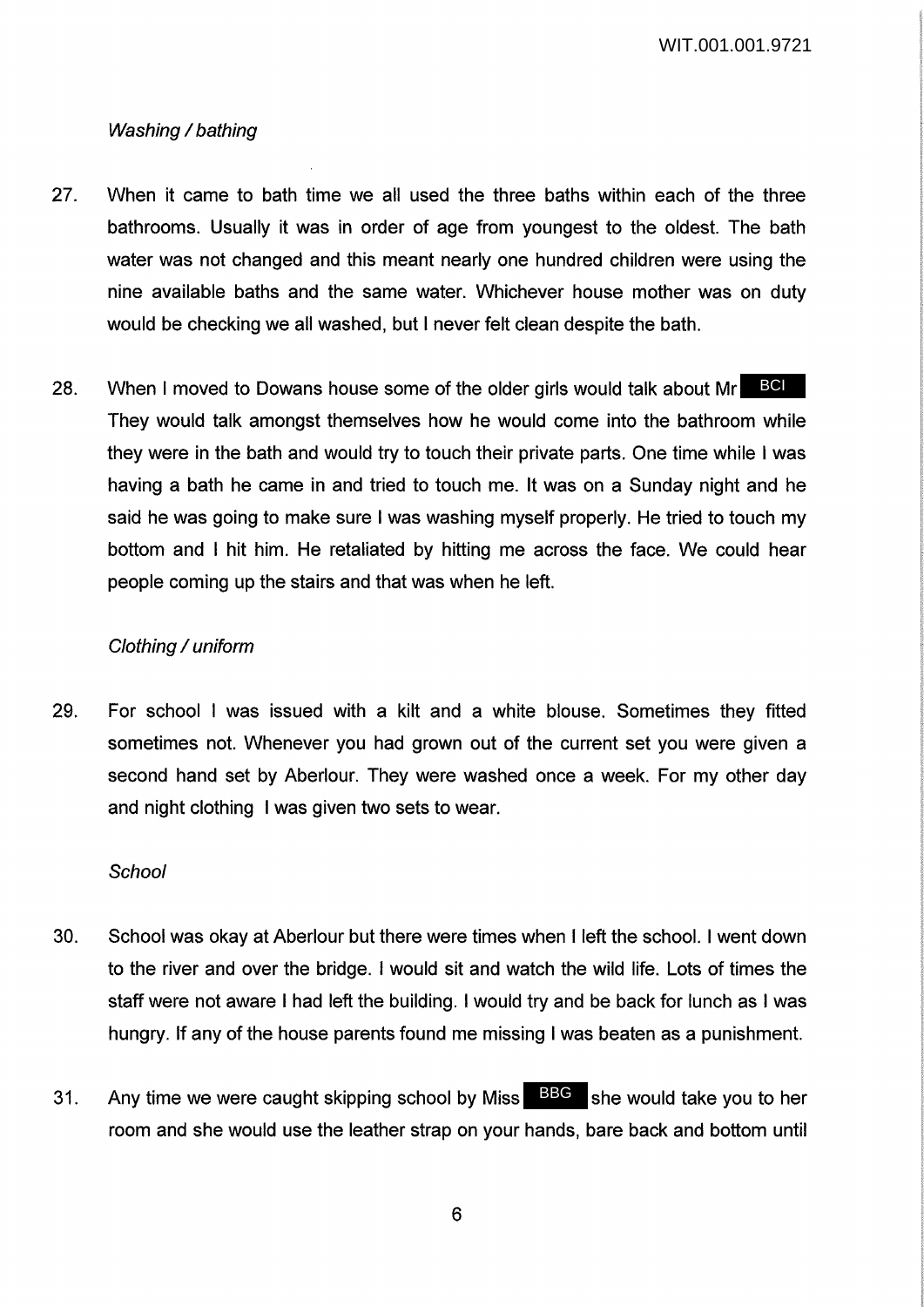*Washing / bathing*

27. When it came to bath time we all used the three baths within each of the three bathrooms. Usually it was in order of age from youngest to the oldest. The bath water was not changed and this meant nearly one hundred children were using the nine available baths and the same water. Whichever house mother was on duty would be checking we all washed, but I never felt clean despite the bath.

28. When I moved to Dowans house some of the older girls would talk about Mr BCI They would talk amongst themselves how he would come into the bathroom while they were in the bath and would try to touch their private parts. One time while I was having a bath he came in and tried to touch me. It was on a Sunday night and he said he was going to make sure I was washing myself properly. He tried to touch my bottom and I hit him. He retaliated by hitting me across the face. We could hear people coming up the stairs and that was when he left.

*Clothing / uniform*

29. For school I was issued with a kilt and a white blouse. Sometimes they fitted sometimes not. Whenever you had grown out of the current set you were given a second hand set by Aberlour. They were washed once a week. For my other day and night clothing I was given two sets to wear.

*School*

30. School was okay at Aberlour but there were times when I left the school. I went down to the river and over the bridge. I would sit and watch the wild life. Lots of times the staff were not aware I had left the building. I would try and be back for lunch as I was hungry. If any of the house parents found me missing I was beaten as a punishment.

31. Any time we were caught skipping school by Miss BBG she would take you to her room and she would use the leather strap on your hands, bare back and bottom until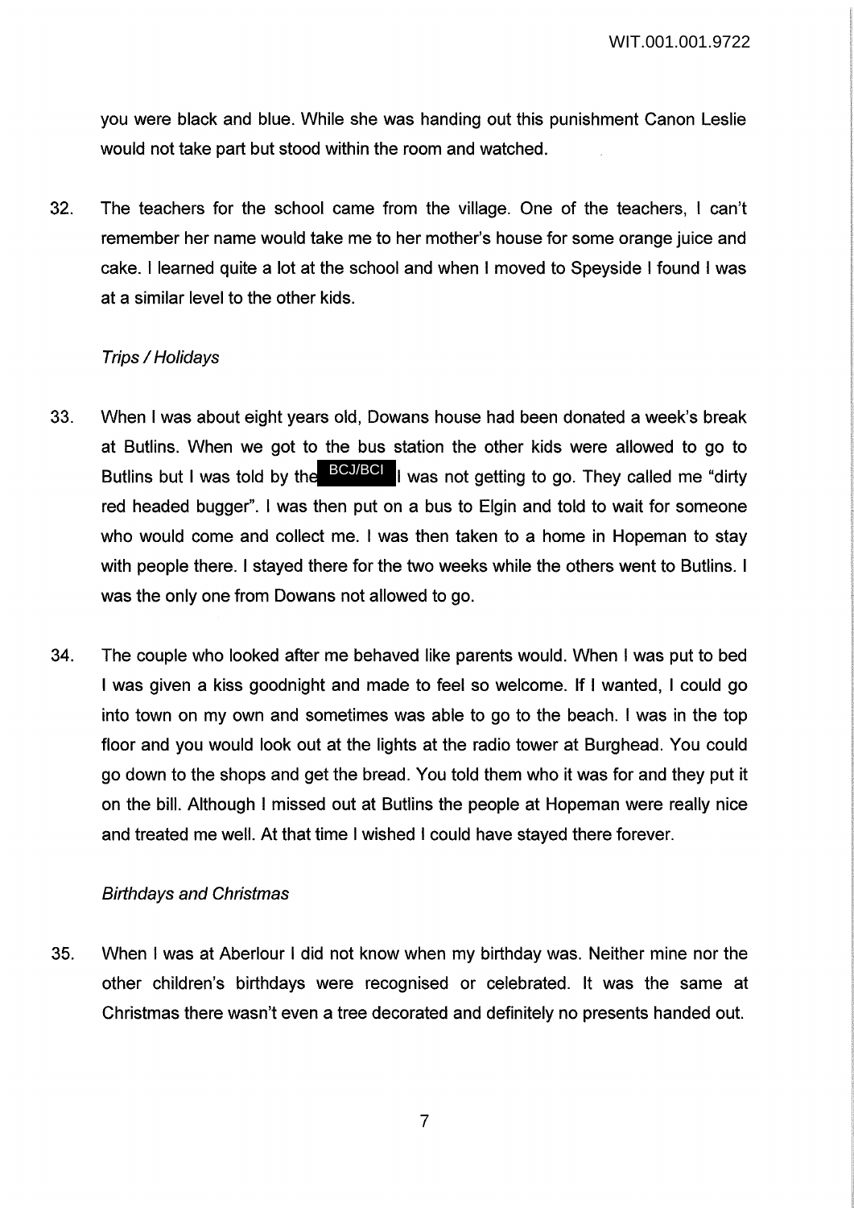you were black and blue. While she was handing out this punishment Canon Leslie would not take part but stood within the room and watched.

32. The teachers for the school came from the village. One of the teachers, I can't remember her name would take me to her mother's house for some orange juice and cake. I learned quite a lot at the school and when I moved to Speyside I found I was at a similar level to the other kids.

*Trips / Holidays*

33. When I was about eight years old, Dowans house had been donated a week's break at Butlins. When we got to the bus station the other kids were allowed to go to Butlins but I was told by the BCJ/BCI I was not getting to go. They called me "dirty red headed bugger". I was then put on a bus to Elgin and told to wait for someone who would come and collect me. I was then taken to a home in Hopeman to stay with people there. I stayed there for the two weeks while the others went to Butlins. I was the only one from Dowans not allowed to go.

34. The couple who looked after me behaved like parents would. When I was put to bed I was given a kiss goodnight and made to feel so welcome. If I wanted, I could go into town on my own and sometimes was able to go to the beach. I was in the top floor and you would look out at the lights at the radio tower at Burghead. You could go down to the shops and get the bread. You told them who it was for and they put it on the bill. Although I missed out at Butlins the people at Hopeman were really nice and treated me well. At that time I wished I could have stayed there forever.

*Birthdays and Christmas*

35. When I was at Aberlour I did not know when my birthday was. Neither mine nor the other children's birthdays were recognised or celebrated. It was the same at Christmas there wasn't even a tree decorated and definitely no presents handed out.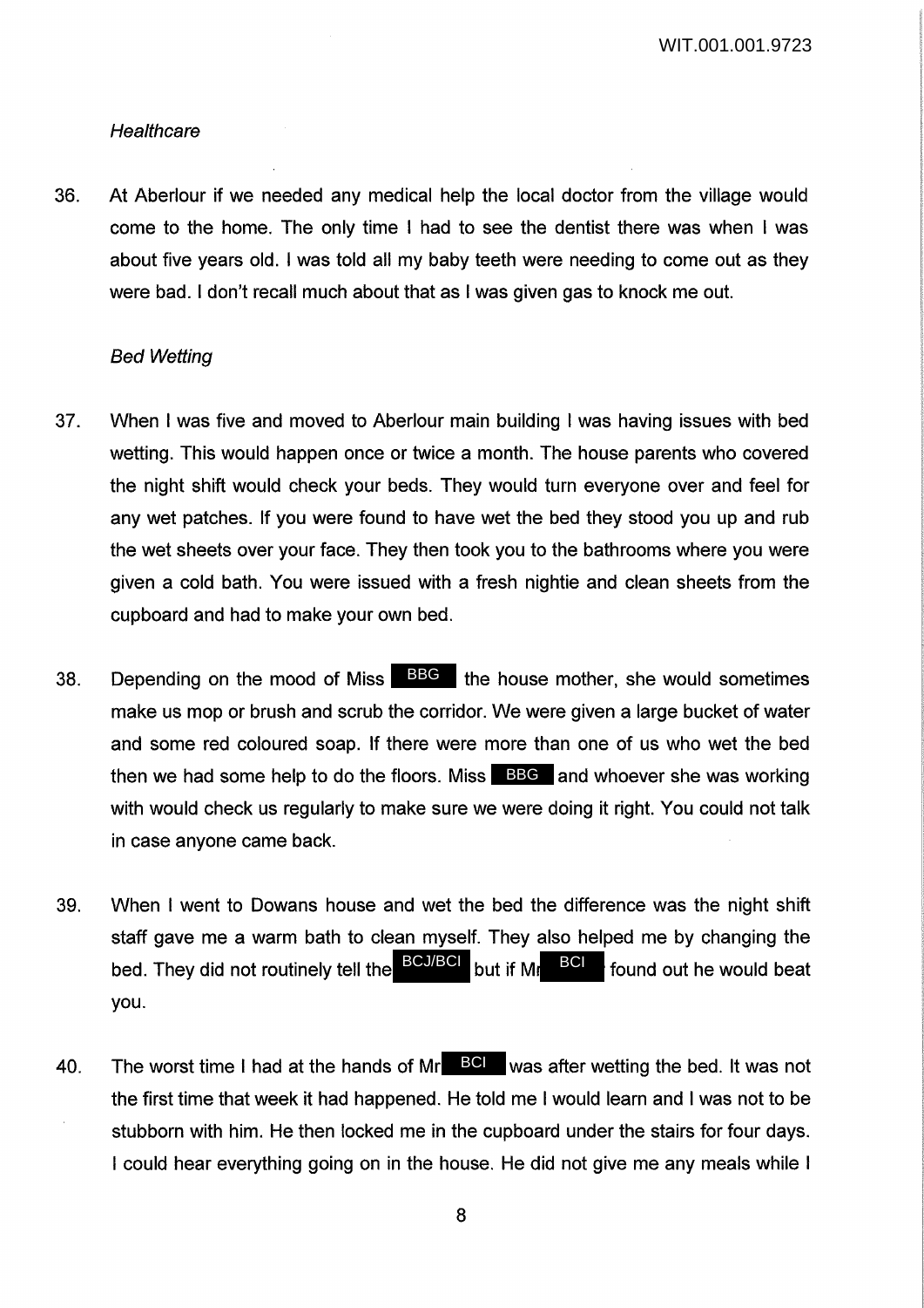*Healthcare*

36. At Aberlour if we needed any medical help the local doctor from the village would come to the home. The only time I had to see the dentist there was when I was about five years old. I was told all my baby teeth were needing to come out as they were bad. I don't recall much about that as I was given gas to knock me out.

*Bed Wetting*

37. When I was five and moved to Aberlour main building I was having issues with bed wetting. This would happen once or twice a month. The house parents who covered the night shift would check your beds. They would turn everyone over and feel for any wet patches. If you were found to have wet the bed they stood you up and rub the wet sheets over your face. They then took you to the bathrooms where you were given a cold bath. You were issued with a fresh nightie and clean sheets from the cupboard and had to make your own bed.

38. Depending on the mood of Miss BBG the house mother, she would sometimes make us mop or brush and scrub the corridor. We were given a large bucket of water and some red coloured soap. If there were more than one of us who wet the bed then we had some help to do the floors. Miss BBG and whoever she was working with would check us regularly to make sure we were doing it right. You could not talk in case anyone came back.

39. When I went to Dowans house and wet the bed the difference was the night shift staff gave me a warm bath to clean myself. They also helped me by changing the bed. They did not routinely tell the BCJ/BCI but if Mr BCI found out he would beat you.

40. The worst time I had at the hands of Mr BCI was after wetting the bed. It was not the first time that week it had happened. He told me I would learn and I was not to be stubborn with him. He then locked me in the cupboard under the stairs for four days. I could hear everything going on in the house. He did not give me any meals while I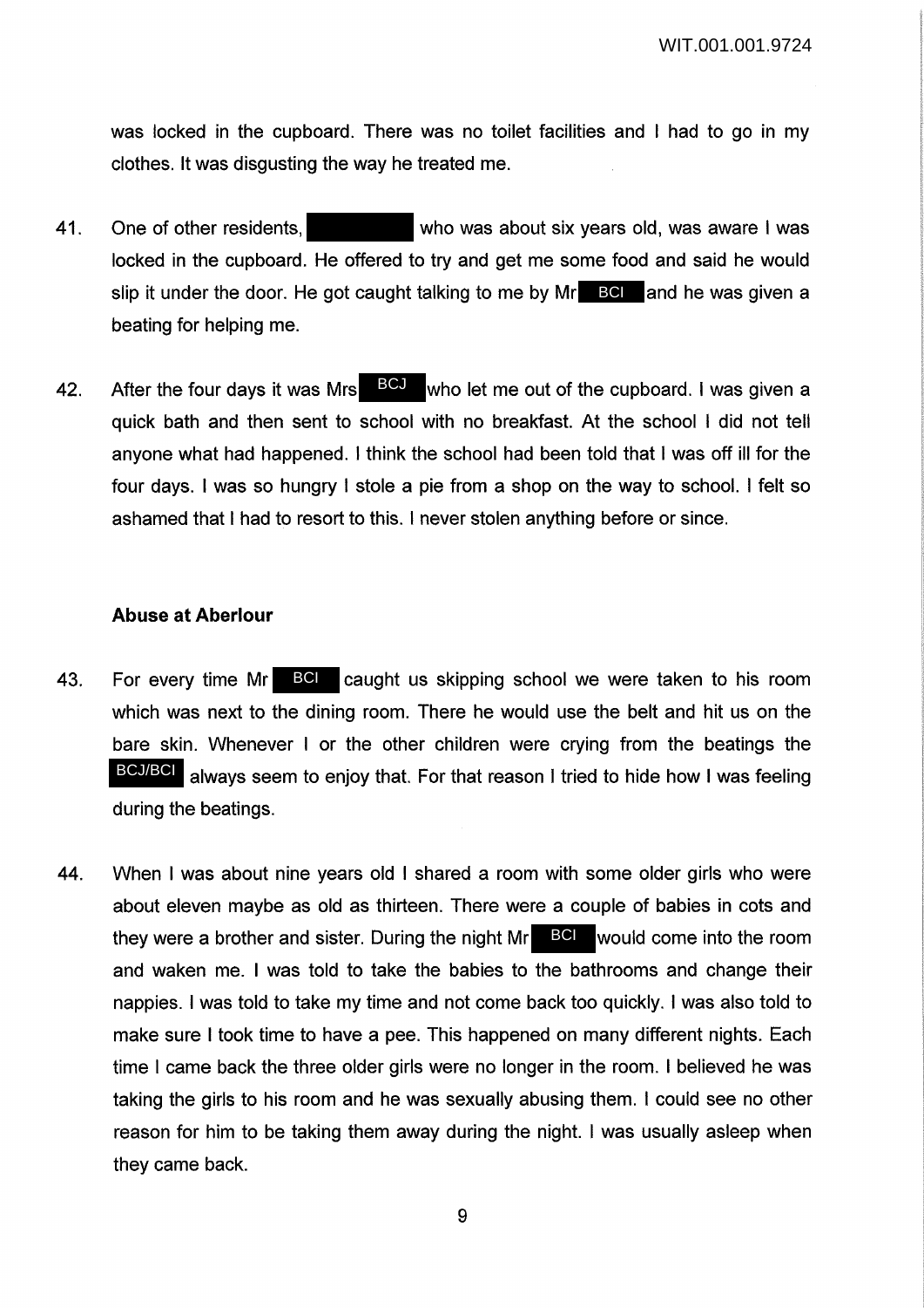was locked in the cupboard. There was no toilet facilities and I had to go in my clothes. It was disgusting the way he treated me.

41. One of other residents, who was about six years old, was aware I was locked in the cupboard. He offered to try and get me some food and said he would slip it under the door. He got caught talking to me by Mr BCI and he was given a beating for helping me.

42. After the four days it was Mrs BCJ who let me out of the cupboard. I was given a quick bath and then sent to school with no breakfast. At the school I did not tell anyone what had happened. I think the school had been told that I was off ill for the four days. I was so hungry I stole a pie from a shop on the way to school. I felt so ashamed that I had to resort to this. I never stolen anything before or since.

### Abuse at Aberlour

43. For every time Mr BCI caught us skipping school we were taken to his room which was next to the dining room. There he would use the belt and hit us on the bare skin. Whenever I or the other children were crying from the beatings the BCJ/BCI always seem to enjoy that. For that reason I tried to hide how I was feeling during the beatings.

44. When I was about nine years old I shared a room with some older girls who were about eleven maybe as old as thirteen. There were a couple of babies in cots and they were a brother and sister. During the night Mr BCI would come into the room and waken me. I was told to take the babies to the bathrooms and change their nappies. I was told to take my time and not come back too quickly. I was also told to make sure I took time to have a pee. This happened on many different nights. Each time I came back the three older girls were no longer in the room. I believed he was taking the girls to his room and he was sexually abusing them. I could see no other reason for him to be taking them away during the night. I was usually asleep when they came back.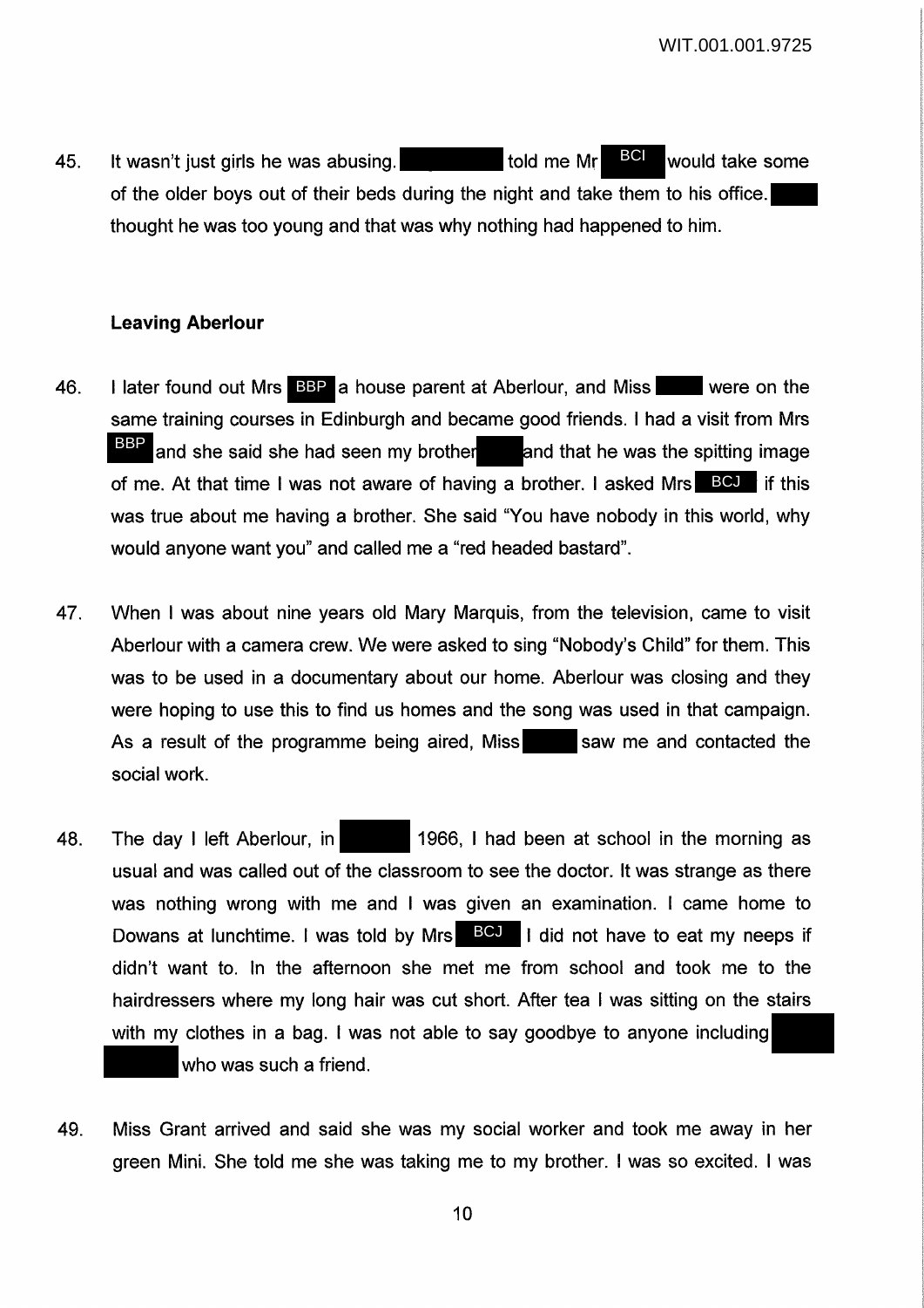45. It wasn't just girls he was abusing. ████ told me Mr BCI would take some of the older boys out of their beds during the night and take them to his office. ████ thought he was too young and that was why nothing had happened to him.

### Leaving Aberlour

46. I later found out Mrs BBP a house parent at Aberlour, and Miss ████ were on the same training courses in Edinburgh and became good friends. I had a visit from Mrs BBP and she said she had seen my brother ████ and that he was the spitting image of me. At that time I was not aware of having a brother. I asked Mrs BCJ if this was true about me having a brother. She said "You have nobody in this world, why would anyone want you" and called me a "red headed bastard".

47. When I was about nine years old Mary Marquis, from the television, came to visit Aberlour with a camera crew. We were asked to sing "Nobody's Child" for them. This was to be used in a documentary about our home. Aberlour was closing and they were hoping to use this to find us homes and the song was used in that campaign. As a result of the programme being aired, Miss ████ saw me and contacted the social work.

48. The day I left Aberlour, in ████ 1966, I had been at school in the morning as usual and was called out of the classroom to see the doctor. It was strange as there was nothing wrong with me and I was given an examination. I came home to Dowans at lunchtime. I was told by Mrs BCJ I did not have to eat my neeps if didn't want to. In the afternoon she met me from school and took me to the hairdressers where my long hair was cut short. After tea I was sitting on the stairs with my clothes in a bag. I was not able to say goodbye to anyone including ████ who was such a friend.

49. Miss Grant arrived and said she was my social worker and took me away in her green Mini. She told me she was taking me to my brother. I was so excited. I was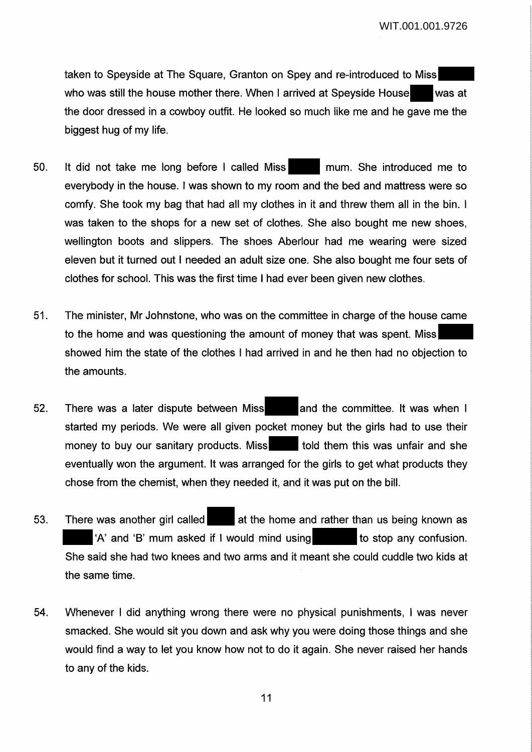taken to Speyside at The Square, Granton on Spey and re-introduced to Miss who was still the house mother there. When I arrived at Speyside House was at the door dressed in a cowboy outfit. He looked so much like me and he gave me the biggest hug of my life.

50. It did not take me long before I called Miss mum. She introduced me to everybody in the house. I was shown to my room and the bed and mattress were so comfy. She took my bag that had all my clothes in it and threw them all in the bin. I was taken to the shops for a new set of clothes. She also bought me new shoes, wellington boots and slippers. The shoes Aberlour had me wearing were sized eleven but it turned out I needed an adult size one. She also bought me four sets of clothes for school. This was the first time I had ever been given new clothes.

51. The minister, Mr Johnstone, who was on the committee in charge of the house came to the home and was questioning the amount of money that was spent. Miss showed him the state of the clothes I had arrived in and he then had no objection to the amounts.

52. There was a later dispute between Miss and the committee. It was when I started my periods. We were all given pocket money but the girls had to use their money to buy our sanitary products. Miss told them this was unfair and she eventually won the argument. It was arranged for the girls to get what products they chose from the chemist, when they needed it, and it was put on the bill.

53. There was another girl called at the home and rather than us being known as 'A' and 'B' mum asked if I would mind using to stop any confusion. She said she had two knees and two arms and it meant she could cuddle two kids at the same time.

54. Whenever I did anything wrong there were no physical punishments, I was never smacked. She would sit you down and ask why you were doing those things and she would find a way to let you know how not to do it again. She never raised her hands to any of the kids.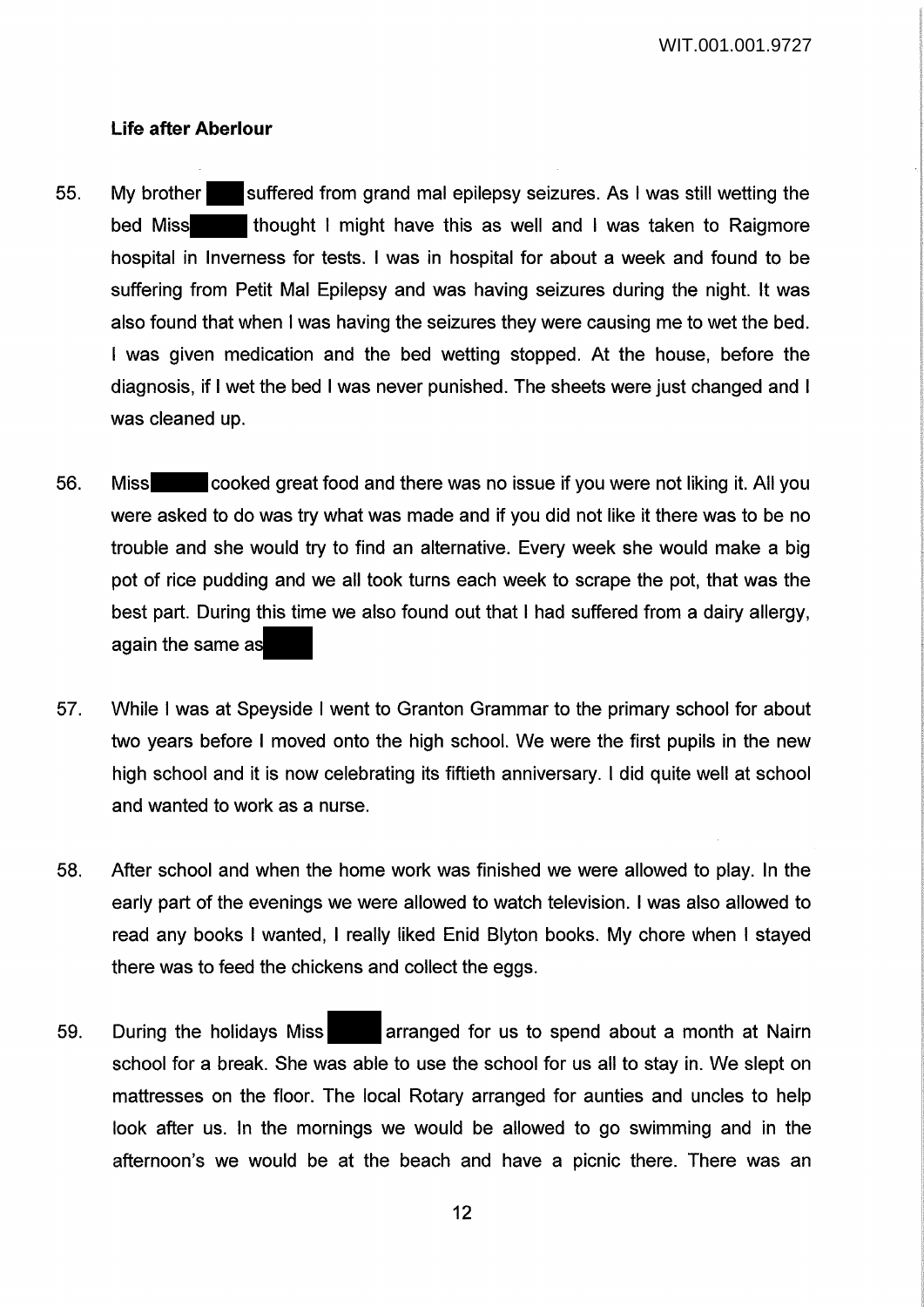### Life after Aberlour

55. My brother suffered from grand mal epilepsy seizures. As I was still wetting the bed Miss thought I might have this as well and I was taken to Raigmore hospital in Inverness for tests. I was in hospital for about a week and found to be suffering from Petit Mal Epilepsy and was having seizures during the night. It was also found that when I was having the seizures they were causing me to wet the bed. I was given medication and the bed wetting stopped. At the house, before the diagnosis, if I wet the bed I was never punished. The sheets were just changed and I was cleaned up.

56. Miss cooked great food and there was no issue if you were not liking it. All you were asked to do was try what was made and if you did not like it there was to be no trouble and she would try to find an alternative. Every week she would make a big pot of rice pudding and we all took turns each week to scrape the pot, that was the best part. During this time we also found out that I had suffered from a dairy allergy, again the same as

57. While I was at Speyside I went to Granton Grammar to the primary school for about two years before I moved onto the high school. We were the first pupils in the new high school and it is now celebrating its fiftieth anniversary. I did quite well at school and wanted to work as a nurse.

58. After school and when the home work was finished we were allowed to play. In the early part of the evenings we were allowed to watch television. I was also allowed to read any books I wanted, I really liked Enid Blyton books. My chore when I stayed there was to feed the chickens and collect the eggs.

59. During the holidays Miss arranged for us to spend about a month at Nairn school for a break. She was able to use the school for us all to stay in. We slept on mattresses on the floor. The local Rotary arranged for aunties and uncles to help look after us. In the mornings we would be allowed to go swimming and in the afternoon's we would be at the beach and have a picnic there. There was an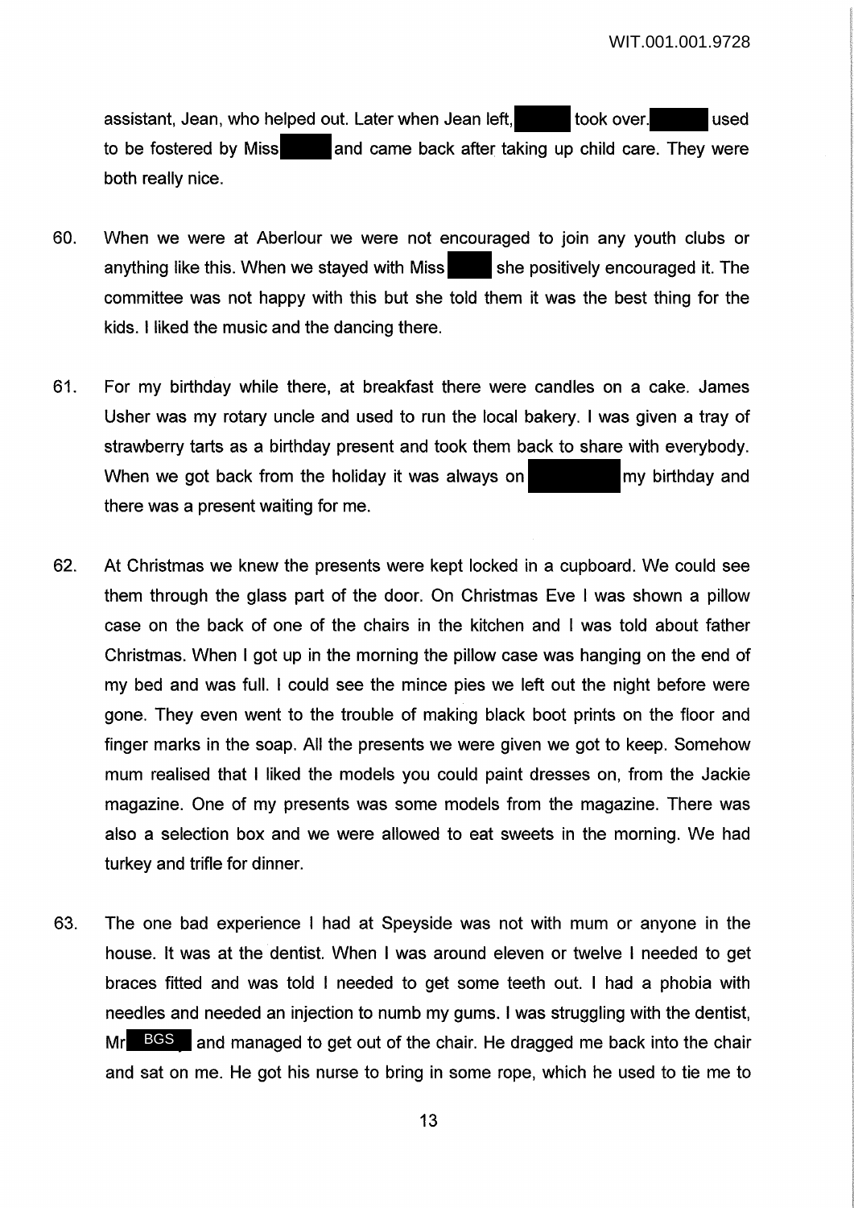assistant, Jean, who helped out. Later when Jean left, took over. used to be fostered by Miss and came back after taking up child care. They were both really nice.

60. When we were at Aberlour we were not encouraged to join any youth clubs or anything like this. When we stayed with Miss she positively encouraged it. The committee was not happy with this but she told them it was the best thing for the kids. I liked the music and the dancing there.

61. For my birthday while there, at breakfast there were candles on a cake. James Usher was my rotary uncle and used to run the local bakery. I was given a tray of strawberry tarts as a birthday present and took them back to share with everybody. When we got back from the holiday it was always on my birthday and there was a present waiting for me.

62. At Christmas we knew the presents were kept locked in a cupboard. We could see them through the glass part of the door. On Christmas Eve I was shown a pillow case on the back of one of the chairs in the kitchen and I was told about father Christmas. When I got up in the morning the pillow case was hanging on the end of my bed and was full. I could see the mince pies we left out the night before were gone. They even went to the trouble of making black boot prints on the floor and finger marks in the soap. All the presents we were given we got to keep. Somehow mum realised that I liked the models you could paint dresses on, from the Jackie magazine. One of my presents was some models from the magazine. There was also a selection box and we were allowed to eat sweets in the morning. We had turkey and trifle for dinner.

63. The one bad experience I had at Speyside was not with mum or anyone in the house. It was at the dentist. When I was around eleven or twelve I needed to get braces fitted and was told I needed to get some teeth out. I had a phobia with needles and needed an injection to numb my gums. I was struggling with the dentist, Mr BGS and managed to get out of the chair. He dragged me back into the chair and sat on me. He got his nurse to bring in some rope, which he used to tie me to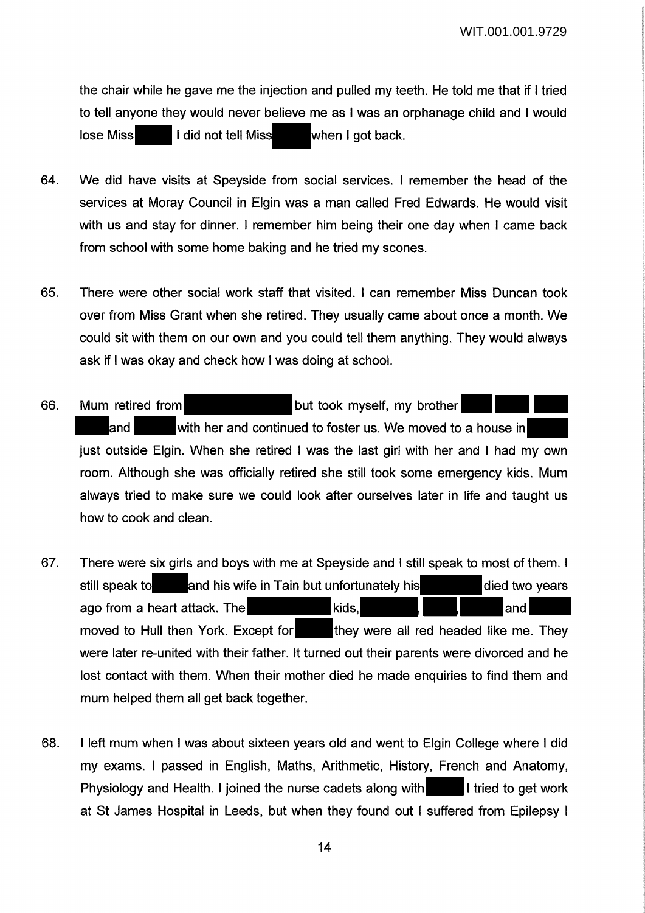the chair while he gave me the injection and pulled my teeth. He told me that if I tried to tell anyone they would never believe me as I was an orphanage child and I would lose Miss [redacted] I did not tell Miss [redacted] when I got back.

64. We did have visits at Speyside from social services. I remember the head of the services at Moray Council in Elgin was a man called Fred Edwards. He would visit with us and stay for dinner. I remember him being their one day when I came back from school with some home baking and he tried my scones.

65. There were other social work staff that visited. I can remember Miss Duncan took over from Miss Grant when she retired. They usually came about once a month. We could sit with them on our own and you could tell them anything. They would always ask if I was okay and check how I was doing at school.

66. Mum retired from [redacted] but took myself, my brother [redacted] [redacted] and [redacted] with her and continued to foster us. We moved to a house in [redacted] just outside Elgin. When she retired I was the last girl with her and I had my own room. Although she was officially retired she still took some emergency kids. Mum always tried to make sure we could look after ourselves later in life and taught us how to cook and clean.

67. There were six girls and boys with me at Speyside and I still speak to most of them. I still speak to [redacted] and his wife in Tain but unfortunately his [redacted] died two years ago from a heart attack. The [redacted] kids, [redacted], [redacted], [redacted] and [redacted] moved to Hull then York. Except for [redacted] they were all red headed like me. They were later re-united with their father. It turned out their parents were divorced and he lost contact with them. When their mother died he made enquiries to find them and mum helped them all get back together.

68. I left mum when I was about sixteen years old and went to Elgin College where I did my exams. I passed in English, Maths, Arithmetic, History, French and Anatomy, Physiology and Health. I joined the nurse cadets along with [redacted] I tried to get work at St James Hospital in Leeds, but when they found out I suffered from Epilepsy I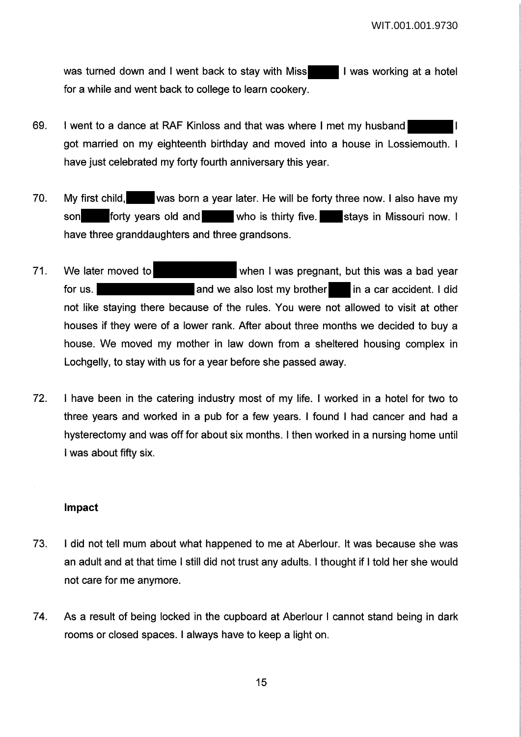was turned down and I went back to stay with Miss [redacted] I was working at a hotel for a while and went back to college to learn cookery.

69. I went to a dance at RAF Kinloss and that was where I met my husband [redacted] I got married on my eighteenth birthday and moved into a house in Lossiemouth. I have just celebrated my forty fourth anniversary this year.

70. My first child, [redacted] was born a year later. He will be forty three now. I also have my son [redacted] forty years old and [redacted] who is thirty five. [redacted] stays in Missouri now. I have three granddaughters and three grandsons.

71. We later moved to [redacted] when I was pregnant, but this was a bad year for us. [redacted] and we also lost my brother [redacted] in a car accident. I did not like staying there because of the rules. You were not allowed to visit at other houses if they were of a lower rank. After about three months we decided to buy a house. We moved my mother in law down from a sheltered housing complex in Lochgelly, to stay with us for a year before she passed away.

72. I have been in the catering industry most of my life. I worked in a hotel for two to three years and worked in a pub for a few years. I found I had cancer and had a hysterectomy and was off for about six months. I then worked in a nursing home until I was about fifty six.

### Impact

73. I did not tell mum about what happened to me at Aberlour. It was because she was an adult and at that time I still did not trust any adults. I thought if I told her she would not care for me anymore.

74. As a result of being locked in the cupboard at Aberlour I cannot stand being in dark rooms or closed spaces. I always have to keep a light on.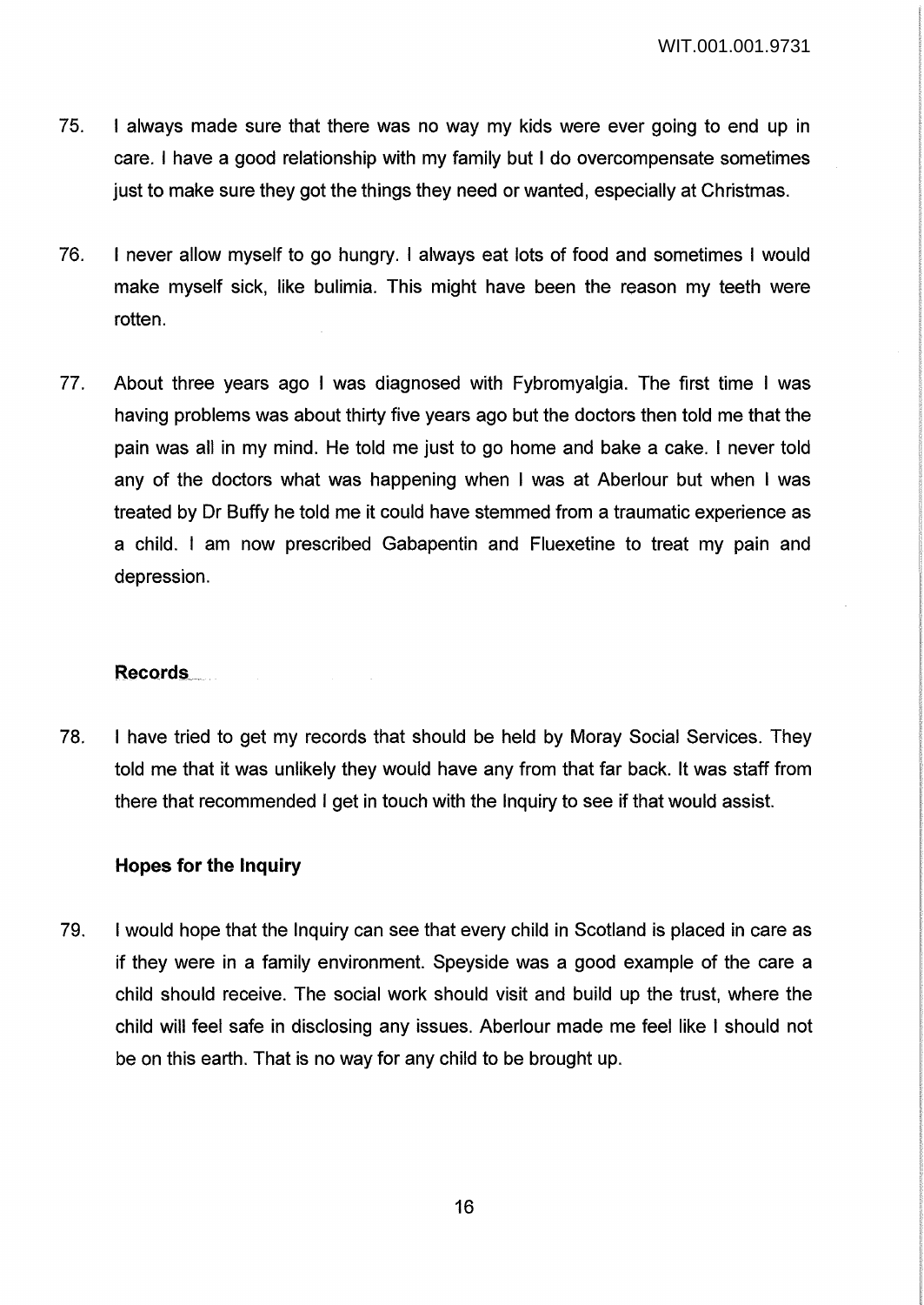75. I always made sure that there was no way my kids were ever going to end up in care. I have a good relationship with my family but I do overcompensate sometimes just to make sure they got the things they need or wanted, especially at Christmas.

76. I never allow myself to go hungry. I always eat lots of food and sometimes I would make myself sick, like bulimia. This might have been the reason my teeth were rotten.

77. About three years ago I was diagnosed with Fybromyalgia. The first time I was having problems was about thirty five years ago but the doctors then told me that the pain was all in my mind. He told me just to go home and bake a cake. I never told any of the doctors what was happening when I was at Aberlour but when I was treated by Dr Buffy he told me it could have stemmed from a traumatic experience as a child. I am now prescribed Gabapentin and Fluexetine to treat my pain and depression.

### Records

78. I have tried to get my records that should be held by Moray Social Services. They told me that it was unlikely they would have any from that far back. It was staff from there that recommended I get in touch with the Inquiry to see if that would assist.

### Hopes for the Inquiry

79. I would hope that the Inquiry can see that every child in Scotland is placed in care as if they were in a family environment. Speyside was a good example of the care a child should receive. The social work should visit and build up the trust, where the child will feel safe in disclosing any issues. Aberlour made me feel like I should not be on this earth. That is no way for any child to be brought up.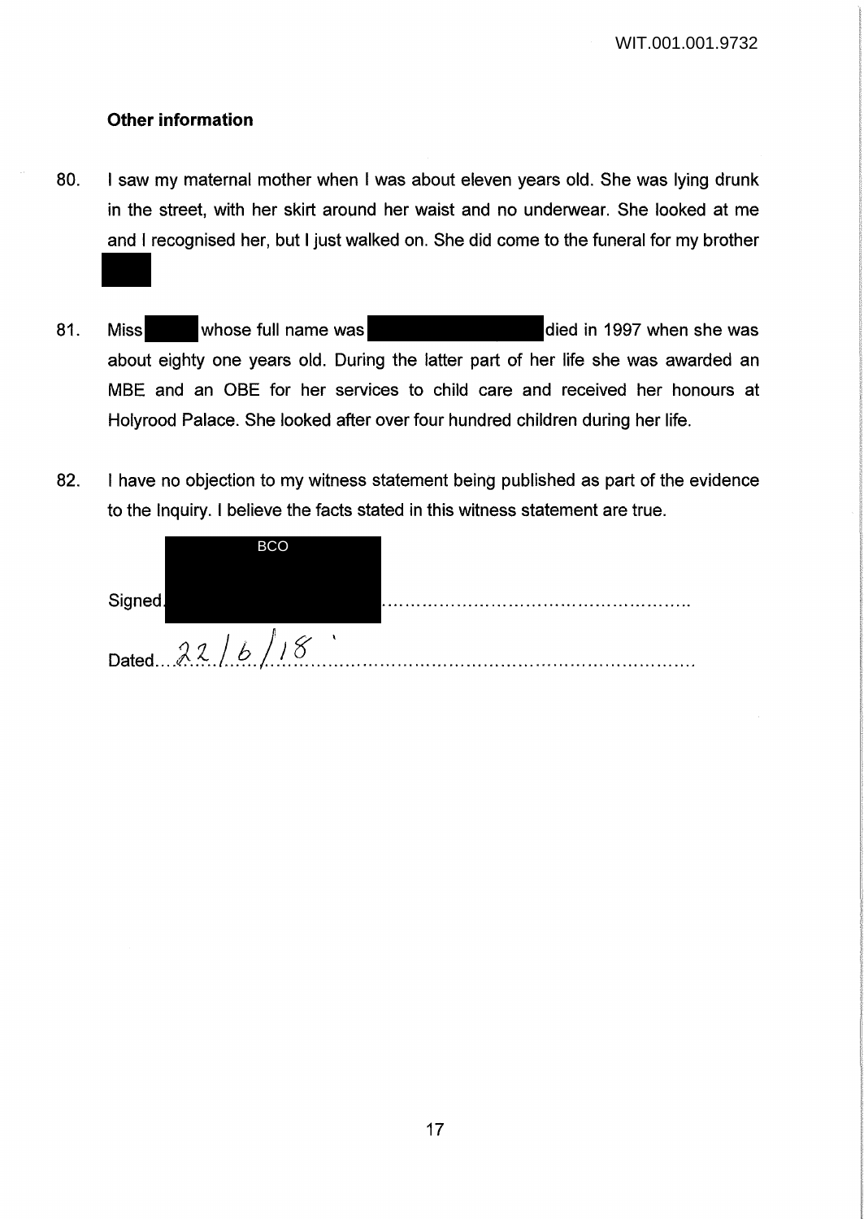### Other information

80. I saw my maternal mother when I was about eleven years old. She was lying drunk in the street, with her skirt around her waist and no underwear. She looked at me and I recognised her, but I just walked on. She did come to the funeral for my brother [redacted]

81. Miss [redacted] whose full name was [redacted] died in 1997 when she was about eighty one years old. During the latter part of her life she was awarded an MBE and an OBE for her services to child care and received her honours at Holyrood Palace. She looked after over four hundred children during her life.

82. I have no objection to my witness statement being published as part of the evidence to the Inquiry. I believe the facts stated in this witness statement are true.

BCO

Signed [redacted]..................................................

Dated...22/6/18.....................................................................